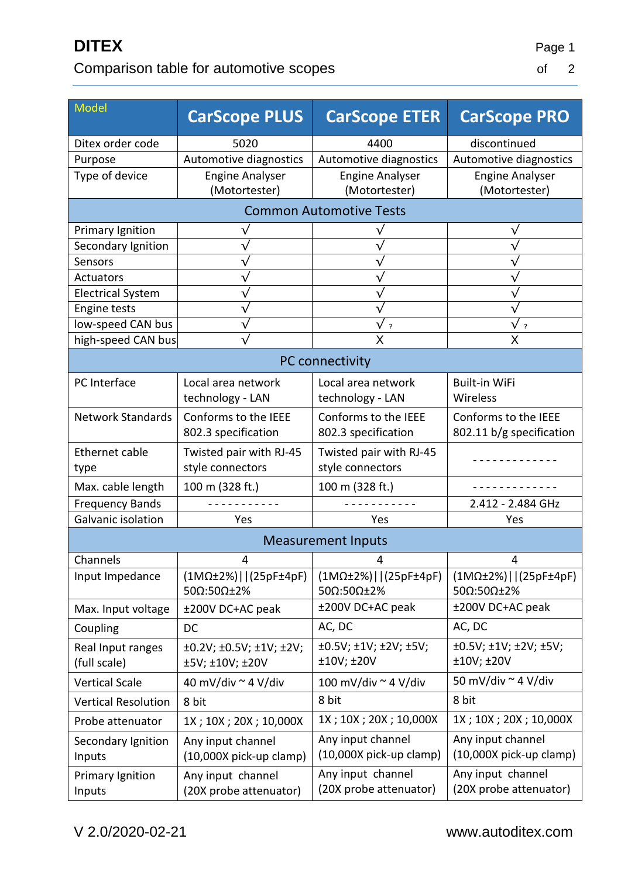# DITEX

Comparison table for automotive scopes

| Model | CarScope PLUS | CarScope ETER | CarScope PRO |
|---|---|---|---|
| Ditex order code | 5020 | 4400 | discontinued |
| Purpose | Automotive diagnostics | Automotive diagnostics | Automotive diagnostics |
| Type of device | Engine Analyser (Motortester) | Engine Analyser (Motortester) | Engine Analyser (Motortester) |
| **Common Automotive Tests** | | | |
| Primary Ignition | √ | √ | √ |
| Secondary Ignition | √ | √ | √ |
| Sensors | √ | √ | √ |
| Actuators | √ | √ | √ |
| Electrical System | √ | √ | √ |
| Engine tests | √ | √ | √ |
| low-speed CAN bus | √ | √ ? | √ ? |
| high-speed CAN bus | √ | X | X |
| **PC connectivity** | | | |
| PC Interface | Local area network technology - LAN | Local area network technology - LAN | Built-in WiFi Wireless |
| Network Standards | Conforms to the IEEE 802.3 specification | Conforms to the IEEE 802.3 specification | Conforms to the IEEE 802.11 b/g specification |
| Ethernet cable type | Twisted pair with RJ-45 style connectors | Twisted pair with RJ-45 style connectors | - - - - - - - - - - - - - |
| Max. cable length | 100 m (328 ft.) | 100 m (328 ft.) | - - - - - - - - - - - - - |
| Frequency Bands | - - - - - - - - - - - | - - - - - - - - - - - | 2.412 - 2.484 GHz |
| Galvanic isolation | Yes | Yes | Yes |
| **Measurement Inputs** | | | |
| Channels | 4 | 4 | 4 |
| Input Impedance | (1MΩ±2%)\|\|(25pF±4pF) 50Ω:50Ω±2% | (1MΩ±2%)\|\|(25pF±4pF) 50Ω:50Ω±2% | (1MΩ±2%)\|\|(25pF±4pF) 50Ω:50Ω±2% |
| Max. Input voltage | ±200V DC+AC peak | ±200V DC+AC peak | ±200V DC+AC peak |
| Coupling | DC | AC, DC | AC, DC |
| Real Input ranges (full scale) | ±0.2V; ±0.5V; ±1V; ±2V; ±5V; ±10V; ±20V | ±0.5V; ±1V; ±2V; ±5V; ±10V; ±20V | ±0.5V; ±1V; ±2V; ±5V; ±10V; ±20V |
| Vertical Scale | 40 mV/div ~ 4 V/div | 100 mV/div ~ 4 V/div | 50 mV/div ~ 4 V/div |
| Vertical Resolution | 8 bit | 8 bit | 8 bit |
| Probe attenuator | 1X ; 10X ; 20X ; 10,000X | 1X ; 10X ; 20X ; 10,000X | 1X ; 10X ; 20X ; 10,000X |
| Secondary Ignition Inputs | Any input channel (10,000X pick-up clamp) | Any input channel (10,000X pick-up clamp) | Any input channel (10,000X pick-up clamp) |
| Primary Ignition Inputs | Any input channel (20X probe attenuator) | Any input channel (20X probe attenuator) | Any input channel (20X probe attenuator) |

V 2.0/2020-02-21 www.autoditex.com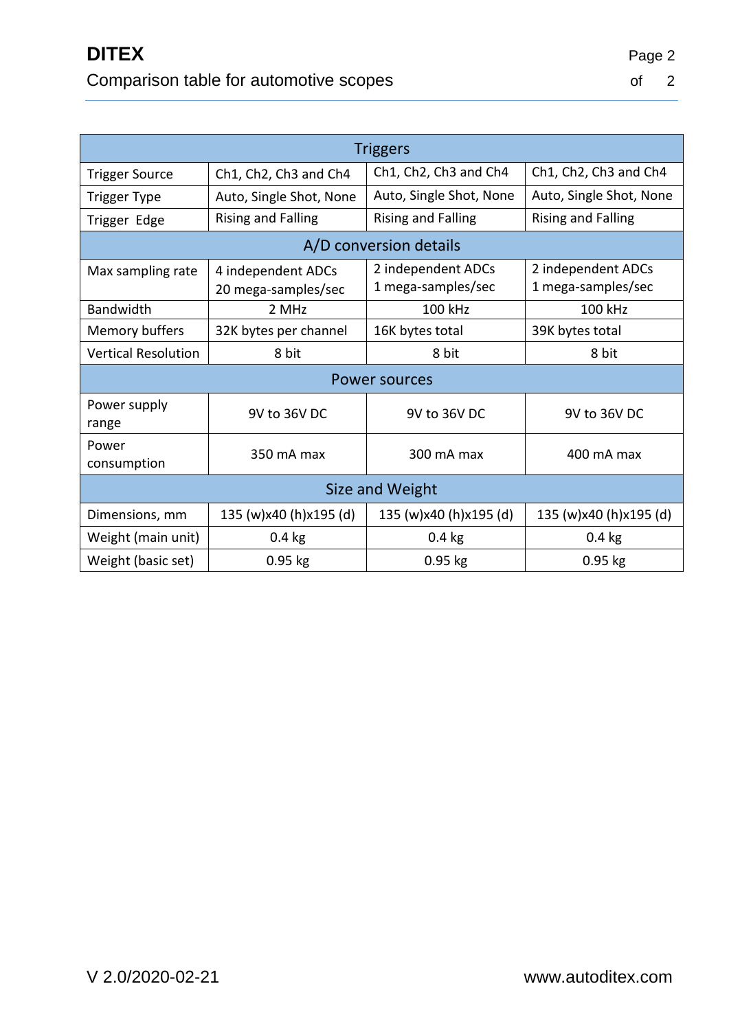| | | | |
|---|---|---|---|
| **Triggers** | | | |
| Trigger Source | Ch1, Ch2, Ch3 and Ch4 | Ch1, Ch2, Ch3 and Ch4 | Ch1, Ch2, Ch3 and Ch4 |
| Trigger Type | Auto, Single Shot, None | Auto, Single Shot, None | Auto, Single Shot, None |
| Trigger Edge | Rising and Falling | Rising and Falling | Rising and Falling |
| **A/D conversion details** | | | |
| Max sampling rate | 4 independent ADCs 20 mega-samples/sec | 2 independent ADCs 1 mega-samples/sec | 2 independent ADCs 1 mega-samples/sec |
| Bandwidth | 2 MHz | 100 kHz | 100 kHz |
| Memory buffers | 32K bytes per channel | 16K bytes total | 39K bytes total |
| Vertical Resolution | 8 bit | 8 bit | 8 bit |
| **Power sources** | | | |
| Power supply range | 9V to 36V DC | 9V to 36V DC | 9V to 36V DC |
| Power consumption | 350 mA max | 300 mA max | 400 mA max |
| **Size and Weight** | | | |
| Dimensions, mm | 135 (w)x40 (h)x195 (d) | 135 (w)x40 (h)x195 (d) | 135 (w)x40 (h)x195 (d) |
| Weight (main unit) | 0.4 kg | 0.4 kg | 0.4 kg |
| Weight (basic set) | 0.95 kg | 0.95 kg | 0.95 kg |

V 2.0/2020-02-21

www.autoditex.com